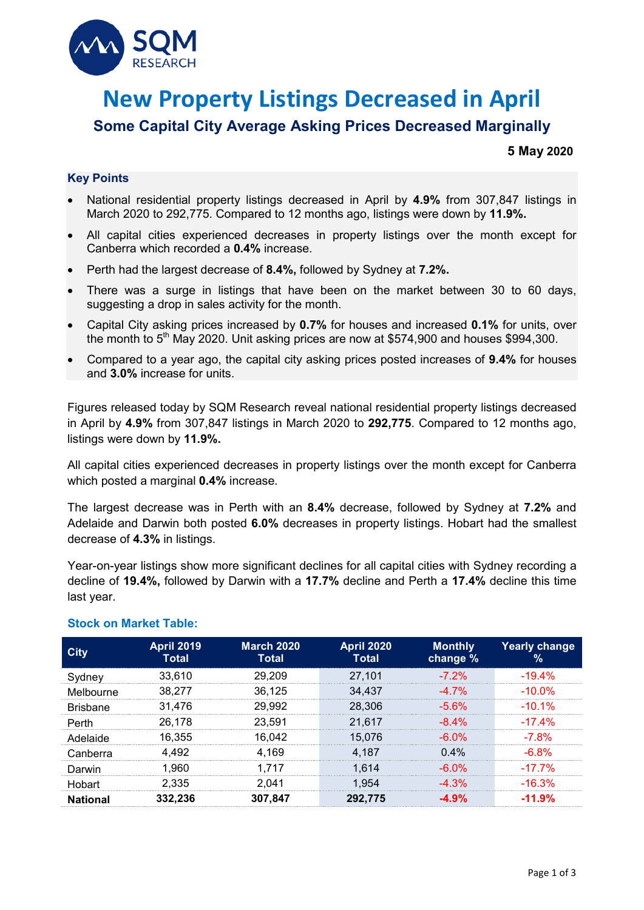SQM RESEARCH

# New Property Listings Decreased in April

## Some Capital City Average Asking Prices Decreased Marginally

**5 May 2020**

### Key Points

- National residential property listings decreased in April by **4.9%** from 307,847 listings in March 2020 to 292,775. Compared to 12 months ago, listings were down by **11.9%.**
- All capital cities experienced decreases in property listings over the month except for Canberra which recorded a **0.4%** increase.
- Perth had the largest decrease of **8.4%,** followed by Sydney at **7.2%.**
- There was a surge in listings that have been on the market between 30 to 60 days, suggesting a drop in sales activity for the month.
- Capital City asking prices increased by **0.7%** for houses and increased **0.1%** for units, over the month to 5th May 2020. Unit asking prices are now at $574,900 and houses $994,300.
- Compared to a year ago, the capital city asking prices posted increases of **9.4%** for houses and **3.0%** increase for units.

Figures released today by SQM Research reveal national residential property listings decreased in April by **4.9%** from 307,847 listings in March 2020 to **292,775**. Compared to 12 months ago, listings were down by **11.9%.**

All capital cities experienced decreases in property listings over the month except for Canberra which posted a marginal **0.4%** increase.

The largest decrease was in Perth with an **8.4%** decrease, followed by Sydney at **7.2%** and Adelaide and Darwin both posted **6.0%** decreases in property listings. Hobart had the smallest decrease of **4.3%** in listings.

Year-on-year listings show more significant declines for all capital cities with Sydney recording a decline of **19.4%,** followed by Darwin with a **17.7%** decline and Perth a **17.4%** decline this time last year.

### Stock on Market Table:

| City | April 2019 Total | March 2020 Total | April 2020 Total | Monthly change % | Yearly change % |
|---|---|---|---|---|---|
| Sydney | 33,610 | 29,209 | 27,101 | -7.2% | -19.4% |
| Melbourne | 38,277 | 36,125 | 34,437 | -4.7% | -10.0% |
| Brisbane | 31,476 | 29,992 | 28,306 | -5.6% | -10.1% |
| Perth | 26,178 | 23,591 | 21,617 | -8.4% | -17.4% |
| Adelaide | 16,355 | 16,042 | 15,076 | -6.0% | -7.8% |
| Canberra | 4,492 | 4,169 | 4,187 | 0.4% | -6.8% |
| Darwin | 1,960 | 1,717 | 1,614 | -6.0% | -17.7% |
| Hobart | 2,335 | 2,041 | 1,954 | -4.3% | -16.3% |
| **National** | **332,236** | **307,847** | **292,775** | **-4.9%** | **-11.9%** |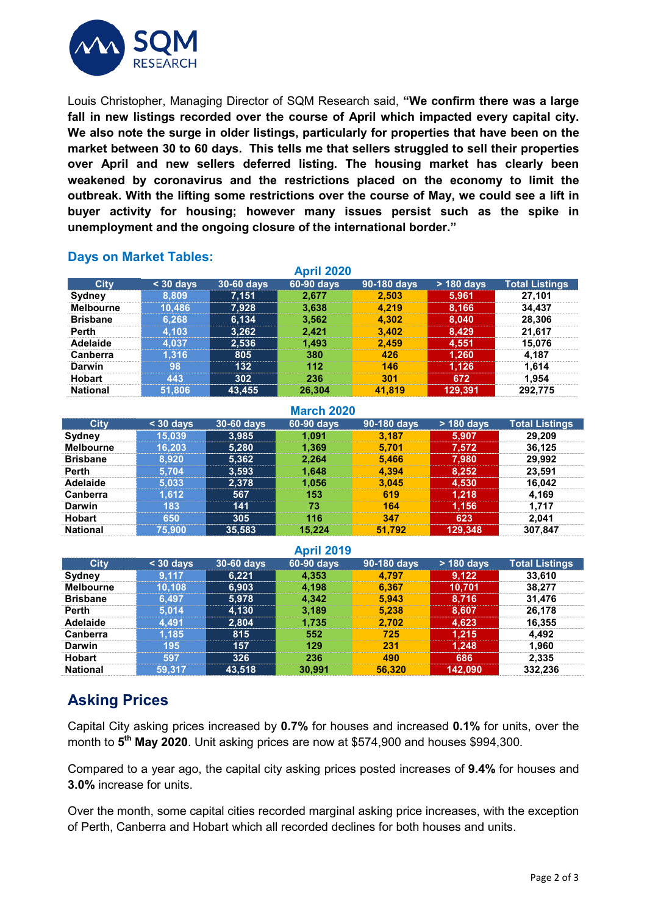Louis Christopher, Managing Director of SQM Research said, **"We confirm there was a large fall in new listings recorded over the course of April which impacted every capital city. We also note the surge in older listings, particularly for properties that have been on the market between 30 to 60 days. This tells me that sellers struggled to sell their properties over April and new sellers deferred listing. The housing market has clearly been weakened by coronavirus and the restrictions placed on the economy to limit the outbreak. With the lifting some restrictions over the course of May, we could see a lift in buyer activity for housing; however many issues persist such as the spike in unemployment and the ongoing closure of the international border."**

### Days on Market Tables:

**April 2020**

| City | < 30 days | 30-60 days | 60-90 days | 90-180 days | > 180 days | Total Listings |
|---|---|---|---|---|---|---|
| Sydney | 8,809 | 7,151 | 2,677 | 2,503 | 5,961 | 27,101 |
| Melbourne | 10,486 | 7,928 | 3,638 | 4,219 | 8,166 | 34,437 |
| Brisbane | 6,268 | 6,134 | 3,562 | 4,302 | 8,040 | 28,306 |
| Perth | 4,103 | 3,262 | 2,421 | 3,402 | 8,429 | 21,617 |
| Adelaide | 4,037 | 2,536 | 1,493 | 2,459 | 4,551 | 15,076 |
| Canberra | 1,316 | 805 | 380 | 426 | 1,260 | 4,187 |
| Darwin | 98 | 132 | 112 | 146 | 1,126 | 1,614 |
| Hobart | 443 | 302 | 236 | 301 | 672 | 1,954 |
| National | 51,806 | 43,455 | 26,304 | 41,819 | 129,391 | 292,775 |

**March 2020**

| City | < 30 days | 30-60 days | 60-90 days | 90-180 days | > 180 days | Total Listings |
|---|---|---|---|---|---|---|
| Sydney | 15,039 | 3,985 | 1,091 | 3,187 | 5,907 | 29,209 |
| Melbourne | 16,203 | 5,280 | 1,369 | 5,701 | 7,572 | 36,125 |
| Brisbane | 8,920 | 5,362 | 2,264 | 5,466 | 7,980 | 29,992 |
| Perth | 5,704 | 3,593 | 1,648 | 4,394 | 8,252 | 23,591 |
| Adelaide | 5,033 | 2,378 | 1,056 | 3,045 | 4,530 | 16,042 |
| Canberra | 1,612 | 567 | 153 | 619 | 1,218 | 4,169 |
| Darwin | 183 | 141 | 73 | 164 | 1,156 | 1,717 |
| Hobart | 650 | 305 | 116 | 347 | 623 | 2,041 |
| National | 75,900 | 35,583 | 15,224 | 51,792 | 129,348 | 307,847 |

**April 2019**

| City | < 30 days | 30-60 days | 60-90 days | 90-180 days | > 180 days | Total Listings |
|---|---|---|---|---|---|---|
| Sydney | 9,117 | 6,221 | 4,353 | 4,797 | 9,122 | 33,610 |
| Melbourne | 10,108 | 6,903 | 4,198 | 6,367 | 10,701 | 38,277 |
| Brisbane | 6,497 | 5,978 | 4,342 | 5,943 | 8,716 | 31,476 |
| Perth | 5,014 | 4,130 | 3,189 | 5,238 | 8,607 | 26,178 |
| Adelaide | 4,491 | 2,804 | 1,735 | 2,702 | 4,623 | 16,355 |
| Canberra | 1,185 | 815 | 552 | 725 | 1,215 | 4,492 |
| Darwin | 195 | 157 | 129 | 231 | 1,248 | 1,960 |
| Hobart | 597 | 326 | 236 | 490 | 686 | 2,335 |
| National | 59,317 | 43,518 | 30,991 | 56,320 | 142,090 | 332,236 |

## Asking Prices

Capital City asking prices increased by **0.7%** for houses and increased **0.1%** for units, over the month to **5th May 2020**. Unit asking prices are now at $574,900 and houses $994,300.

Compared to a year ago, the capital city asking prices posted increases of **9.4%** for houses and **3.0%** increase for units.

Over the month, some capital cities recorded marginal asking price increases, with the exception of Perth, Canberra and Hobart which all recorded declines for both houses and units.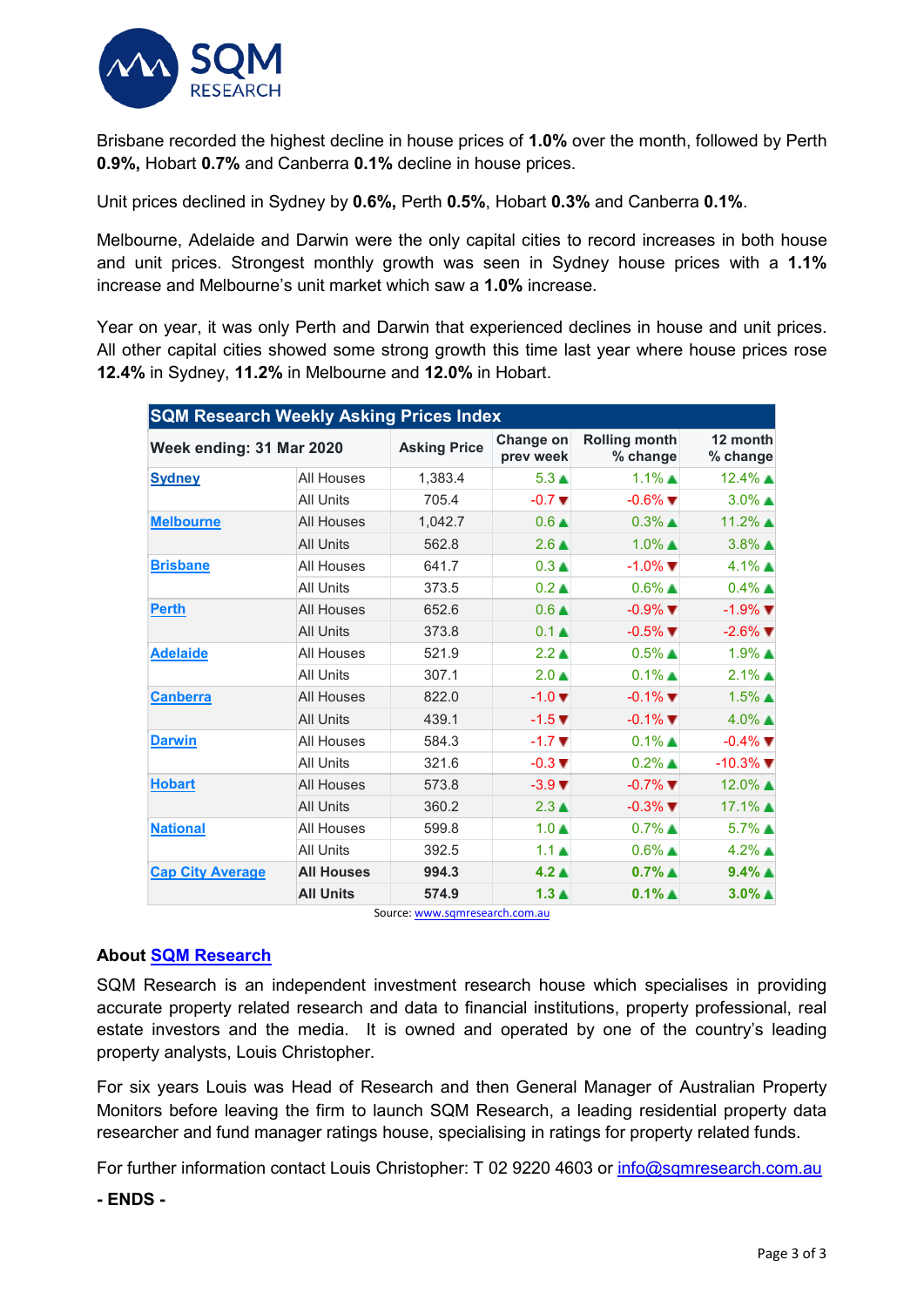Brisbane recorded the highest decline in house prices of **1.0%** over the month, followed by Perth **0.9%,** Hobart **0.7%** and Canberra **0.1%** decline in house prices.

Unit prices declined in Sydney by **0.6%,** Perth **0.5%**, Hobart **0.3%** and Canberra **0.1%**.

Melbourne, Adelaide and Darwin were the only capital cities to record increases in both house and unit prices. Strongest monthly growth was seen in Sydney house prices with a **1.1%** increase and Melbourne's unit market which saw a **1.0%** increase.

Year on year, it was only Perth and Darwin that experienced declines in house and unit prices. All other capital cities showed some strong growth this time last year where house prices rose **12.4%** in Sydney, **11.2%** in Melbourne and **12.0%** in Hobart.

| SQM Research Weekly Asking Prices Index | | | | | |
|---|---|---|---|---|---|
| Week ending: 31 Mar 2020 | | Asking Price | Change on prev week | Rolling month % change | 12 month % change |
| Sydney | All Houses | 1,383.4 | 5.3 ▲ | 1.1% ▲ | 12.4% ▲ |
| | All Units | 705.4 | -0.7 ▼ | -0.6% ▼ | 3.0% ▲ |
| Melbourne | All Houses | 1,042.7 | 0.6 ▲ | 0.3% ▲ | 11.2% ▲ |
| | All Units | 562.8 | 2.6 ▲ | 1.0% ▲ | 3.8% ▲ |
| Brisbane | All Houses | 641.7 | 0.3 ▲ | -1.0% ▼ | 4.1% ▲ |
| | All Units | 373.5 | 0.2 ▲ | 0.6% ▲ | 0.4% ▲ |
| Perth | All Houses | 652.6 | 0.6 ▲ | -0.9% ▼ | -1.9% ▼ |
| | All Units | 373.8 | 0.1 ▲ | -0.5% ▼ | -2.6% ▼ |
| Adelaide | All Houses | 521.9 | 2.2 ▲ | 0.5% ▲ | 1.9% ▲ |
| | All Units | 307.1 | 2.0 ▲ | 0.1% ▲ | 2.1% ▲ |
| Canberra | All Houses | 822.0 | -1.0 ▼ | -0.1% ▼ | 1.5% ▲ |
| | All Units | 439.1 | -1.5 ▼ | -0.1% ▼ | 4.0% ▲ |
| Darwin | All Houses | 584.3 | -1.7 ▼ | 0.1% ▲ | -0.4% ▼ |
| | All Units | 321.6 | -0.3 ▼ | 0.2% ▲ | -10.3% ▼ |
| Hobart | All Houses | 573.8 | -3.9 ▼ | -0.7% ▼ | 12.0% ▲ |
| | All Units | 360.2 | 2.3 ▲ | -0.3% ▼ | 17.1% ▲ |
| National | All Houses | 599.8 | 1.0 ▲ | 0.7% ▲ | 5.7% ▲ |
| | All Units | 392.5 | 1.1 ▲ | 0.6% ▲ | 4.2% ▲ |
| Cap City Average | **All Houses** | **994.3** | **4.2** ▲ | **0.7%** ▲ | **9.4%** ▲ |
| | **All Units** | **574.9** | **1.3** ▲ | **0.1%** ▲ | **3.0%** ▲ |

Source: www.sqmresearch.com.au

### About SQM Research

SQM Research is an independent investment research house which specialises in providing accurate property related research and data to financial institutions, property professional, real estate investors and the media. It is owned and operated by one of the country's leading property analysts, Louis Christopher.

For six years Louis was Head of Research and then General Manager of Australian Property Monitors before leaving the firm to launch SQM Research, a leading residential property data researcher and fund manager ratings house, specialising in ratings for property related funds.

For further information contact Louis Christopher: T 02 9220 4603 or info@sqmresearch.com.au

**- ENDS -**